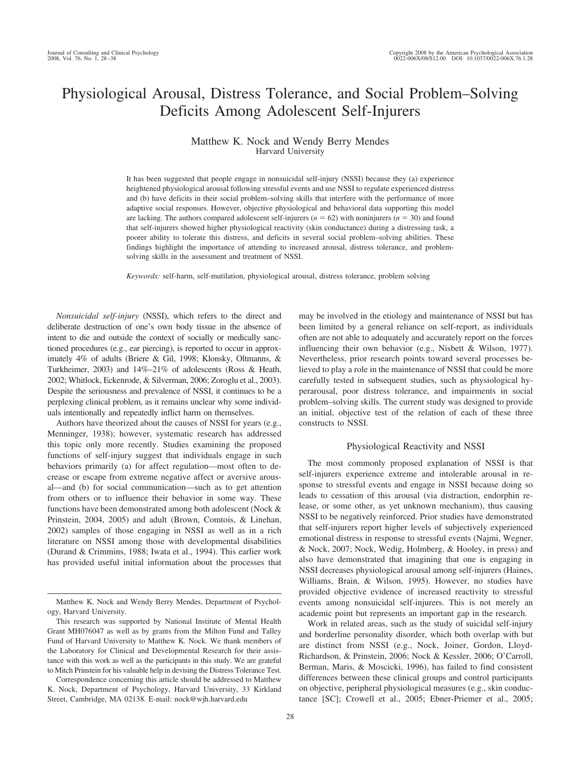# Physiological Arousal, Distress Tolerance, and Social Problem–Solving Deficits Among Adolescent Self-Injurers

Matthew K. Nock and Wendy Berry Mendes
Harvard University

It has been suggested that people engage in nonsuicidal self-injury (NSSI) because they (a) experience heightened physiological arousal following stressful events and use NSSI to regulate experienced distress and (b) have deficits in their social problem–solving skills that interfere with the performance of more adaptive social responses. However, objective physiological and behavioral data supporting this model are lacking. The authors compared adolescent self-injurers ($n = 62$) with noninjurers ($n = 30$) and found that self-injurers showed higher physiological reactivity (skin conductance) during a distressing task, a poorer ability to tolerate this distress, and deficits in several social problem–solving abilities. These findings highlight the importance of attending to increased arousal, distress tolerance, and problem-solving skills in the assessment and treatment of NSSI.

*Keywords:* self-harm, self-mutilation, physiological arousal, distress tolerance, problem solving

*Nonsuicidal self-injury* (NSSI), which refers to the direct and deliberate destruction of one's own body tissue in the absence of intent to die and outside the context of socially or medically sanctioned procedures (e.g., ear piercing), is reported to occur in approximately 4% of adults (Briere & Gil, 1998; Klonsky, Oltmanns, & Turkheimer, 2003) and 14%–21% of adolescents (Ross & Heath, 2002; Whitlock, Eckenrode, & Silverman, 2006; Zoroglu et al., 2003). Despite the seriousness and prevalence of NSSI, it continues to be a perplexing clinical problem, as it remains unclear why some individuals intentionally and repeatedly inflict harm on themselves.

Authors have theorized about the causes of NSSI for years (e.g., Menninger, 1938); however, systematic research has addressed this topic only more recently. Studies examining the proposed functions of self-injury suggest that individuals engage in such behaviors primarily (a) for affect regulation—most often to decrease or escape from extreme negative affect or aversive arousal—and (b) for social communication—such as to get attention from others or to influence their behavior in some way. These functions have been demonstrated among both adolescent (Nock & Prinstein, 2004, 2005) and adult (Brown, Comtois, & Linehan, 2002) samples of those engaging in NSSI as well as in a rich literature on NSSI among those with developmental disabilities (Durand & Crimmins, 1988; Iwata et al., 1994). This earlier work has provided useful initial information about the processes that may be involved in the etiology and maintenance of NSSI but has been limited by a general reliance on self-report, as individuals often are not able to adequately and accurately report on the forces influencing their own behavior (e.g., Nisbett & Wilson, 1977). Nevertheless, prior research points toward several processes believed to play a role in the maintenance of NSSI that could be more carefully tested in subsequent studies, such as physiological hyperarousal, poor distress tolerance, and impairments in social problem–solving skills. The current study was designed to provide an initial, objective test of the relation of each of these three constructs to NSSI.

## Physiological Reactivity and NSSI

The most commonly proposed explanation of NSSI is that self-injurers experience extreme and intolerable arousal in response to stressful events and engage in NSSI because doing so leads to cessation of this arousal (via distraction, endorphin release, or some other, as yet unknown mechanism), thus causing NSSI to be negatively reinforced. Prior studies have demonstrated that self-injurers report higher levels of subjectively experienced emotional distress in response to stressful events (Najmi, Wegner, & Nock, 2007; Nock, Wedig, Holmberg, & Hooley, in press) and also have demonstrated that imagining that one is engaging in NSSI decreases physiological arousal among self-injurers (Haines, Williams, Brain, & Wilson, 1995). However, no studies have provided objective evidence of increased reactivity to stressful events among nonsuicidal self-injurers. This is not merely an academic point but represents an important gap in the research.

Work in related areas, such as the study of suicidal self-injury and borderline personality disorder, which both overlap with but are distinct from NSSI (e.g., Nock, Joiner, Gordon, Lloyd-Richardson, & Prinstein, 2006; Nock & Kessler, 2006; O'Carroll, Berman, Maris, & Moscicki, 1996), has failed to find consistent differences between these clinical groups and control participants on objective, peripheral physiological measures (e.g., skin conductance [SC]; Crowell et al., 2005; Ebner-Priemer et al., 2005;

---

Matthew K. Nock and Wendy Berry Mendes, Department of Psychology, Harvard University.

This research was supported by National Institute of Mental Health Grant MH076047 as well as by grants from the Milton Fund and Talley Fund of Harvard University to Matthew K. Nock. We thank members of the Laboratory for Clinical and Developmental Research for their assistance with this work as well as the participants in this study. We are grateful to Mitch Prinstein for his valuable help in devising the Distress Tolerance Test.

Correspondence concerning this article should be addressed to Matthew K. Nock, Department of Psychology, Harvard University, 33 Kirkland Street, Cambridge, MA 02138. E-mail: nock@wjh.harvard.edu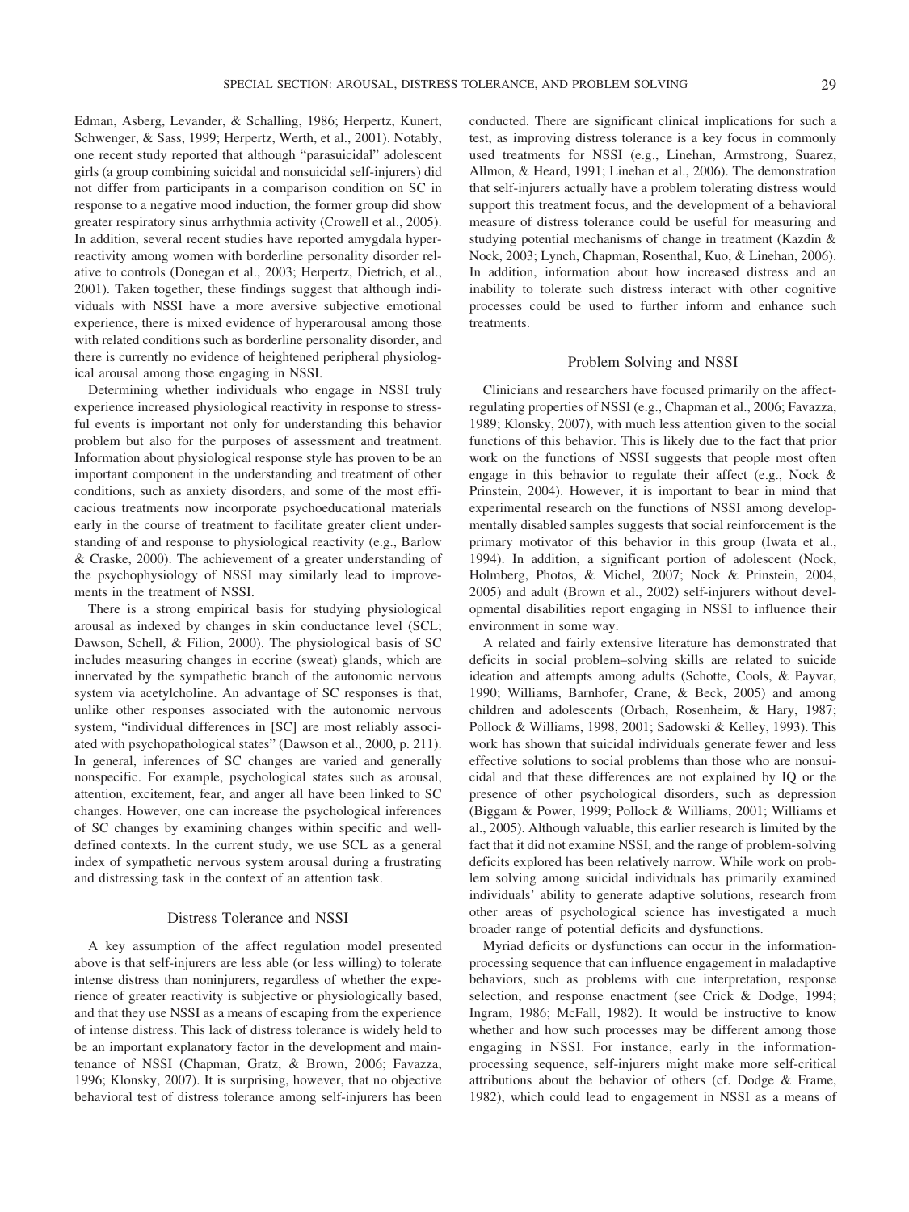Edman, Asberg, Levander, & Schalling, 1986; Herpertz, Kunert, Schwenger, & Sass, 1999; Herpertz, Werth, et al., 2001). Notably, one recent study reported that although "parasuicidal" adolescent girls (a group combining suicidal and nonsuicidal self-injurers) did not differ from participants in a comparison condition on SC in response to a negative mood induction, the former group did show greater respiratory sinus arrhythmia activity (Crowell et al., 2005). In addition, several recent studies have reported amygdala hyperreactivity among women with borderline personality disorder relative to controls (Donegan et al., 2003; Herpertz, Dietrich, et al., 2001). Taken together, these findings suggest that although individuals with NSSI have a more aversive subjective emotional experience, there is mixed evidence of hyperarousal among those with related conditions such as borderline personality disorder, and there is currently no evidence of heightened peripheral physiological arousal among those engaging in NSSI.

Determining whether individuals who engage in NSSI truly experience increased physiological reactivity in response to stressful events is important not only for understanding this behavior problem but also for the purposes of assessment and treatment. Information about physiological response style has proven to be an important component in the understanding and treatment of other conditions, such as anxiety disorders, and some of the most efficacious treatments now incorporate psychoeducational materials early in the course of treatment to facilitate greater client understanding of and response to physiological reactivity (e.g., Barlow & Craske, 2000). The achievement of a greater understanding of the psychophysiology of NSSI may similarly lead to improvements in the treatment of NSSI.

There is a strong empirical basis for studying physiological arousal as indexed by changes in skin conductance level (SCL; Dawson, Schell, & Filion, 2000). The physiological basis of SC includes measuring changes in eccrine (sweat) glands, which are innervated by the sympathetic branch of the autonomic nervous system via acetylcholine. An advantage of SC responses is that, unlike other responses associated with the autonomic nervous system, "individual differences in [SC] are most reliably associated with psychopathological states" (Dawson et al., 2000, p. 211). In general, inferences of SC changes are varied and generally nonspecific. For example, psychological states such as arousal, attention, excitement, fear, and anger all have been linked to SC changes. However, one can increase the psychological inferences of SC changes by examining changes within specific and well-defined contexts. In the current study, we use SCL as a general index of sympathetic nervous system arousal during a frustrating and distressing task in the context of an attention task.

## Distress Tolerance and NSSI

A key assumption of the affect regulation model presented above is that self-injurers are less able (or less willing) to tolerate intense distress than noninjurers, regardless of whether the experience of greater reactivity is subjective or physiologically based, and that they use NSSI as a means of escaping from the experience of intense distress. This lack of distress tolerance is widely held to be an important explanatory factor in the development and maintenance of NSSI (Chapman, Gratz, & Brown, 2006; Favazza, 1996; Klonsky, 2007). It is surprising, however, that no objective behavioral test of distress tolerance among self-injurers has been conducted. There are significant clinical implications for such a test, as improving distress tolerance is a key focus in commonly used treatments for NSSI (e.g., Linehan, Armstrong, Suarez, Allmon, & Heard, 1991; Linehan et al., 2006). The demonstration that self-injurers actually have a problem tolerating distress would support this treatment focus, and the development of a behavioral measure of distress tolerance could be useful for measuring and studying potential mechanisms of change in treatment (Kazdin & Nock, 2003; Lynch, Chapman, Rosenthal, Kuo, & Linehan, 2006). In addition, information about how increased distress and an inability to tolerate such distress interact with other cognitive processes could be used to further inform and enhance such treatments.

## Problem Solving and NSSI

Clinicians and researchers have focused primarily on the affect-regulating properties of NSSI (e.g., Chapman et al., 2006; Favazza, 1989; Klonsky, 2007), with much less attention given to the social functions of this behavior. This is likely due to the fact that prior work on the functions of NSSI suggests that people most often engage in this behavior to regulate their affect (e.g., Nock & Prinstein, 2004). However, it is important to bear in mind that experimental research on the functions of NSSI among developmentally disabled samples suggests that social reinforcement is the primary motivator of this behavior in this group (Iwata et al., 1994). In addition, a significant portion of adolescent (Nock, Holmberg, Photos, & Michel, 2007; Nock & Prinstein, 2004, 2005) and adult (Brown et al., 2002) self-injurers without developmental disabilities report engaging in NSSI to influence their environment in some way.

A related and fairly extensive literature has demonstrated that deficits in social problem–solving skills are related to suicide ideation and attempts among adults (Schotte, Cools, & Payvar, 1990; Williams, Barnhofer, Crane, & Beck, 2005) and among children and adolescents (Orbach, Rosenheim, & Hary, 1987; Pollock & Williams, 1998, 2001; Sadowski & Kelley, 1993). This work has shown that suicidal individuals generate fewer and less effective solutions to social problems than those who are nonsuicidal and that these differences are not explained by IQ or the presence of other psychological disorders, such as depression (Biggam & Power, 1999; Pollock & Williams, 2001; Williams et al., 2005). Although valuable, this earlier research is limited by the fact that it did not examine NSSI, and the range of problem-solving deficits explored has been relatively narrow. While work on problem solving among suicidal individuals has primarily examined individuals' ability to generate adaptive solutions, research from other areas of psychological science has investigated a much broader range of potential deficits and dysfunctions.

Myriad deficits or dysfunctions can occur in the information-processing sequence that can influence engagement in maladaptive behaviors, such as problems with cue interpretation, response selection, and response enactment (see Crick & Dodge, 1994; Ingram, 1986; McFall, 1982). It would be instructive to know whether and how such processes may be different among those engaging in NSSI. For instance, early in the information-processing sequence, self-injurers might make more self-critical attributions about the behavior of others (cf. Dodge & Frame, 1982), which could lead to engagement in NSSI as a means of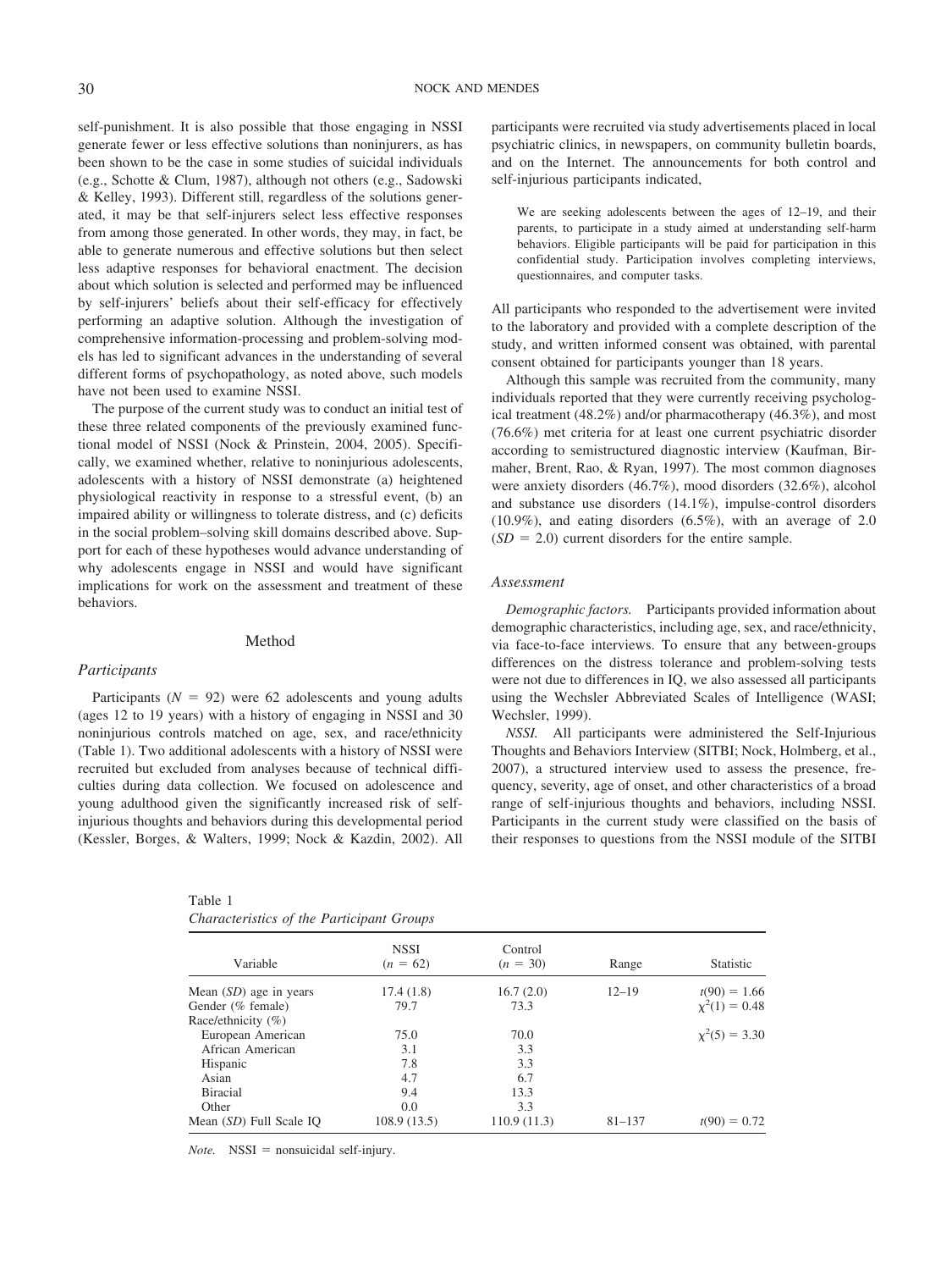self-punishment. It is also possible that those engaging in NSSI generate fewer or less effective solutions than noninjurers, as has been shown to be the case in some studies of suicidal individuals (e.g., Schotte & Clum, 1987), although not others (e.g., Sadowski & Kelley, 1993). Different still, regardless of the solutions generated, it may be that self-injurers select less effective responses from among those generated. In other words, they may, in fact, be able to generate numerous and effective solutions but then select less adaptive responses for behavioral enactment. The decision about which solution is selected and performed may be influenced by self-injurers' beliefs about their self-efficacy for effectively performing an adaptive solution. Although the investigation of comprehensive information-processing and problem-solving models has led to significant advances in the understanding of several different forms of psychopathology, as noted above, such models have not been used to examine NSSI.

The purpose of the current study was to conduct an initial test of these three related components of the previously examined functional model of NSSI (Nock & Prinstein, 2004, 2005). Specifically, we examined whether, relative to noninjurious adolescents, adolescents with a history of NSSI demonstrate (a) heightened physiological reactivity in response to a stressful event, (b) an impaired ability or willingness to tolerate distress, and (c) deficits in the social problem–solving skill domains described above. Support for each of these hypotheses would advance understanding of why adolescents engage in NSSI and would have significant implications for work on the assessment and treatment of these behaviors.

## Method

### Participants

Participants ($N = 92$) were 62 adolescents and young adults (ages 12 to 19 years) with a history of engaging in NSSI and 30 noninjurious controls matched on age, sex, and race/ethnicity (Table 1). Two additional adolescents with a history of NSSI were recruited but excluded from analyses because of technical difficulties during data collection. We focused on adolescence and young adulthood given the significantly increased risk of self-injurious thoughts and behaviors during this developmental period (Kessler, Borges, & Walters, 1999; Nock & Kazdin, 2002). All participants were recruited via study advertisements placed in local psychiatric clinics, in newspapers, on community bulletin boards, and on the Internet. The announcements for both control and self-injurious participants indicated,

> We are seeking adolescents between the ages of 12–19, and their parents, to participate in a study aimed at understanding self-harm behaviors. Eligible participants will be paid for participation in this confidential study. Participation involves completing interviews, questionnaires, and computer tasks.

All participants who responded to the advertisement were invited to the laboratory and provided with a complete description of the study, and written informed consent was obtained, with parental consent obtained for participants younger than 18 years.

Although this sample was recruited from the community, many individuals reported that they were currently receiving psychological treatment (48.2%) and/or pharmacotherapy (46.3%), and most (76.6%) met criteria for at least one current psychiatric disorder according to semistructured diagnostic interview (Kaufman, Birmaher, Brent, Rao, & Ryan, 1997). The most common diagnoses were anxiety disorders (46.7%), mood disorders (32.6%), alcohol and substance use disorders (14.1%), impulse-control disorders (10.9%), and eating disorders (6.5%), with an average of 2.0 ($SD = 2.0$) current disorders for the entire sample.

### Assessment

*Demographic factors.* Participants provided information about demographic characteristics, including age, sex, and race/ethnicity, via face-to-face interviews. To ensure that any between-groups differences on the distress tolerance and problem-solving tests were not due to differences in IQ, we also assessed all participants using the Wechsler Abbreviated Scales of Intelligence (WASI; Wechsler, 1999).

*NSSI.* All participants were administered the Self-Injurious Thoughts and Behaviors Interview (SITBI; Nock, Holmberg, et al., 2007), a structured interview used to assess the presence, frequency, severity, age of onset, and other characteristics of a broad range of self-injurious thoughts and behaviors, including NSSI. Participants in the current study were classified on the basis of their responses to questions from the NSSI module of the SITBI

Table 1
*Characteristics of the Participant Groups*

| Variable | NSSI ($n = 62$) | Control ($n = 30$) | Range | Statistic |
|---|---|---|---|---|
| Mean (*SD*) age in years | 17.4 (1.8) | 16.7 (2.0) | 12–19 | $t(90) = 1.66$ |
| Gender (% female) | 79.7 | 73.3 | | $\chi^2(1) = 0.48$ |
| Race/ethnicity (%) | | | | |
| European American | 75.0 | 70.0 | | $\chi^2(5) = 3.30$ |
| African American | 3.1 | 3.3 | | |
| Hispanic | 7.8 | 3.3 | | |
| Asian | 4.7 | 6.7 | | |
| Biracial | 9.4 | 13.3 | | |
| Other | 0.0 | 3.3 | | |
| Mean (*SD*) Full Scale IQ | 108.9 (13.5) | 110.9 (11.3) | 81–137 | $t(90) = 0.72$ |

*Note.* NSSI = nonsuicidal self-injury.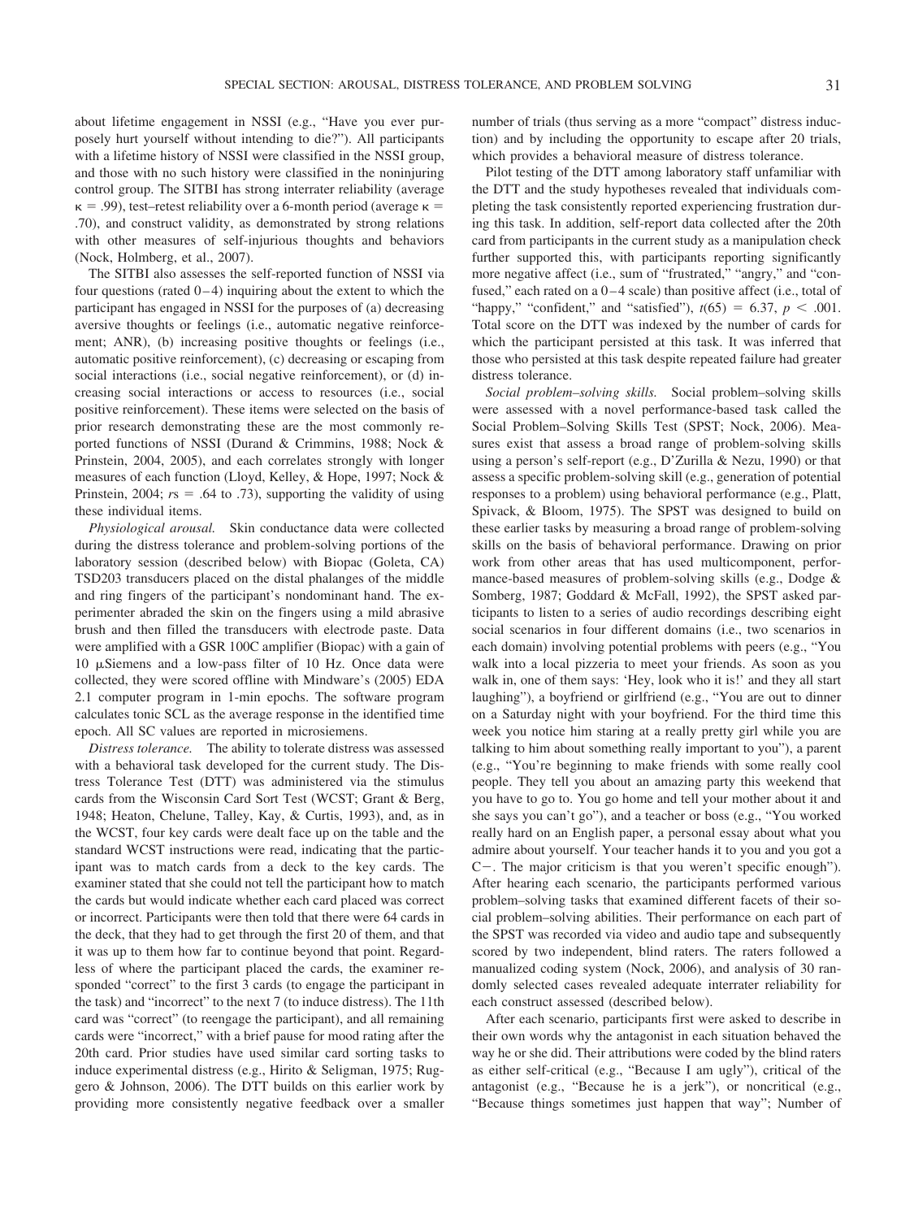about lifetime engagement in NSSI (e.g., "Have you ever purposely hurt yourself without intending to die?"). All participants with a lifetime history of NSSI were classified in the NSSI group, and those with no such history were classified in the noninjuring control group. The SITBI has strong interrater reliability (average $\kappa$ = .99), test–retest reliability over a 6-month period (average $\kappa$ = .70), and construct validity, as demonstrated by strong relations with other measures of self-injurious thoughts and behaviors (Nock, Holmberg, et al., 2007).

The SITBI also assesses the self-reported function of NSSI via four questions (rated 0–4) inquiring about the extent to which the participant has engaged in NSSI for the purposes of (a) decreasing aversive thoughts or feelings (i.e., automatic negative reinforcement; ANR), (b) increasing positive thoughts or feelings (i.e., automatic positive reinforcement), (c) decreasing or escaping from social interactions (i.e., social negative reinforcement), or (d) increasing social interactions or access to resources (i.e., social positive reinforcement). These items were selected on the basis of prior research demonstrating these are the most commonly reported functions of NSSI (Durand & Crimmins, 1988; Nock & Prinstein, 2004, 2005), and each correlates strongly with longer measures of each function (Lloyd, Kelley, & Hope, 1997; Nock & Prinstein, 2004; $rs$ = .64 to .73), supporting the validity of using these individual items.

*Physiological arousal.* Skin conductance data were collected during the distress tolerance and problem-solving portions of the laboratory session (described below) with Biopac (Goleta, CA) TSD203 transducers placed on the distal phalanges of the middle and ring fingers of the participant's nondominant hand. The experimenter abraded the skin on the fingers using a mild abrasive brush and then filled the transducers with electrode paste. Data were amplified with a GSR 100C amplifier (Biopac) with a gain of 10 μSiemens and a low-pass filter of 10 Hz. Once data were collected, they were scored offline with Mindware's (2005) EDA 2.1 computer program in 1-min epochs. The software program calculates tonic SCL as the average response in the identified time epoch. All SC values are reported in microsiemens.

*Distress tolerance.* The ability to tolerate distress was assessed with a behavioral task developed for the current study. The Distress Tolerance Test (DTT) was administered via the stimulus cards from the Wisconsin Card Sort Test (WCST; Grant & Berg, 1948; Heaton, Chelune, Talley, Kay, & Curtis, 1993), and, as in the WCST, four key cards were dealt face up on the table and the standard WCST instructions were read, indicating that the participant was to match cards from a deck to the key cards. The examiner stated that she could not tell the participant how to match the cards but would indicate whether each card placed was correct or incorrect. Participants were then told that there were 64 cards in the deck, that they had to get through the first 20 of them, and that it was up to them how far to continue beyond that point. Regardless of where the participant placed the cards, the examiner responded "correct" to the first 3 cards (to engage the participant in the task) and "incorrect" to the next 7 (to induce distress). The 11th card was "correct" (to reengage the participant), and all remaining cards were "incorrect," with a brief pause for mood rating after the 20th card. Prior studies have used similar card sorting tasks to induce experimental distress (e.g., Hirito & Seligman, 1975; Ruggero & Johnson, 2006). The DTT builds on this earlier work by providing more consistently negative feedback over a smaller number of trials (thus serving as a more "compact" distress induction) and by including the opportunity to escape after 20 trials, which provides a behavioral measure of distress tolerance.

Pilot testing of the DTT among laboratory staff unfamiliar with the DTT and the study hypotheses revealed that individuals completing the task consistently reported experiencing frustration during this task. In addition, self-report data collected after the 20th card from participants in the current study as a manipulation check further supported this, with participants reporting significantly more negative affect (i.e., sum of "frustrated," "angry," and "confused," each rated on a 0–4 scale) than positive affect (i.e., total of "happy," "confident," and "satisfied"), $t(65) = 6.37$, $p < .001$. Total score on the DTT was indexed by the number of cards for which the participant persisted at this task. It was inferred that those who persisted at this task despite repeated failure had greater distress tolerance.

*Social problem–solving skills.* Social problem–solving skills were assessed with a novel performance-based task called the Social Problem–Solving Skills Test (SPST; Nock, 2006). Measures exist that assess a broad range of problem-solving skills using a person's self-report (e.g., D'Zurilla & Nezu, 1990) or that assess a specific problem-solving skill (e.g., generation of potential responses to a problem) using behavioral performance (e.g., Platt, Spivack, & Bloom, 1975). The SPST was designed to build on these earlier tasks by measuring a broad range of problem-solving skills on the basis of behavioral performance. Drawing on prior work from other areas that has used multicomponent, performance-based measures of problem-solving skills (e.g., Dodge & Somberg, 1987; Goddard & McFall, 1992), the SPST asked participants to listen to a series of audio recordings describing eight social scenarios in four different domains (i.e., two scenarios in each domain) involving potential problems with peers (e.g., "You walk into a local pizzeria to meet your friends. As soon as you walk in, one of them says: 'Hey, look who it is!' and they all start laughing"), a boyfriend or girlfriend (e.g., "You are out to dinner on a Saturday night with your boyfriend. For the third time this week you notice him staring at a really pretty girl while you are talking to him about something really important to you"), a parent (e.g., "You're beginning to make friends with some really cool people. They tell you about an amazing party this weekend that you have to go to. You go home and tell your mother about it and she says you can't go"), and a teacher or boss (e.g., "You worked really hard on an English paper, a personal essay about what you admire about yourself. Your teacher hands it to you and you got a C−. The major criticism is that you weren't specific enough"). After hearing each scenario, the participants performed various problem–solving tasks that examined different facets of their social problem–solving abilities. Their performance on each part of the SPST was recorded via video and audio tape and subsequently scored by two independent, blind raters. The raters followed a manualized coding system (Nock, 2006), and analysis of 30 randomly selected cases revealed adequate interrater reliability for each construct assessed (described below).

After each scenario, participants first were asked to describe in their own words why the antagonist in each situation behaved the way he or she did. Their attributions were coded by the blind raters as either self-critical (e.g., "Because I am ugly"), critical of the antagonist (e.g., "Because he is a jerk"), or noncritical (e.g., "Because things sometimes just happen that way"; Number of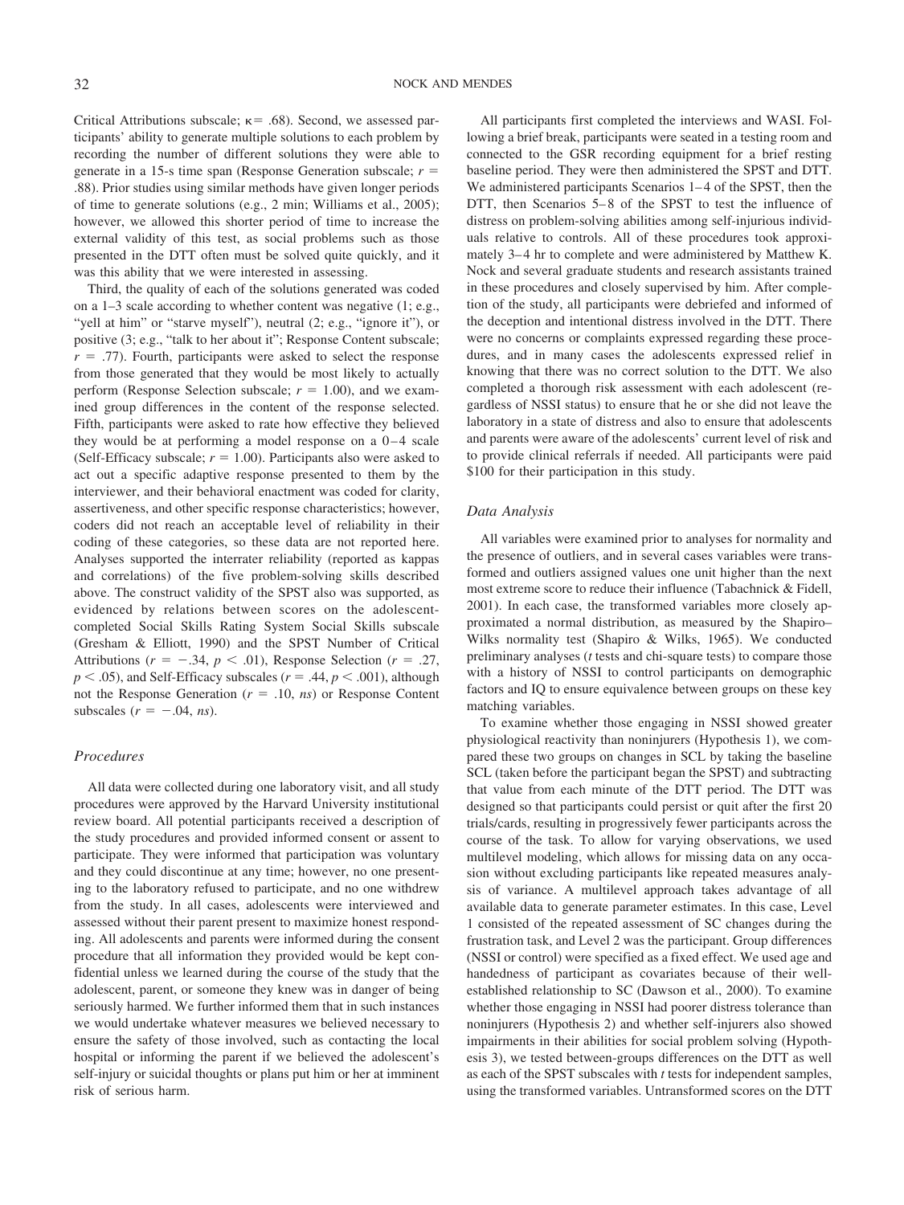Critical Attributions subscale; $\kappa = .68$). Second, we assessed participants' ability to generate multiple solutions to each problem by recording the number of different solutions they were able to generate in a 15-s time span (Response Generation subscale; $r = .88$). Prior studies using similar methods have given longer periods of time to generate solutions (e.g., 2 min; Williams et al., 2005); however, we allowed this shorter period of time to increase the external validity of this test, as social problems such as those presented in the DTT often must be solved quite quickly, and it was this ability that we were interested in assessing.

Third, the quality of each of the solutions generated was coded on a 1–3 scale according to whether content was negative (1; e.g., "yell at him" or "starve myself"), neutral (2; e.g., "ignore it"), or positive (3; e.g., "talk to her about it"; Response Content subscale; $r = .77$). Fourth, participants were asked to select the response from those generated that they would be most likely to actually perform (Response Selection subscale; $r = 1.00$), and we examined group differences in the content of the response selected. Fifth, participants were asked to rate how effective they believed they would be at performing a model response on a 0–4 scale (Self-Efficacy subscale; $r = 1.00$). Participants also were asked to act out a specific adaptive response presented to them by the interviewer, and their behavioral enactment was coded for clarity, assertiveness, and other specific response characteristics; however, coders did not reach an acceptable level of reliability in their coding of these categories, so these data are not reported here. Analyses supported the interrater reliability (reported as kappas and correlations) of the five problem-solving skills described above. The construct validity of the SPST also was supported, as evidenced by relations between scores on the adolescent-completed Social Skills Rating System Social Skills subscale (Gresham & Elliott, 1990) and the SPST Number of Critical Attributions ($r = -.34$, $p < .01$), Response Selection ($r = .27$, $p < .05$), and Self-Efficacy subscales ($r = .44$, $p < .001$), although not the Response Generation ($r = .10$, *ns*) or Response Content subscales ($r = -.04$, *ns*).

### Procedures

All data were collected during one laboratory visit, and all study procedures were approved by the Harvard University institutional review board. All potential participants received a description of the study procedures and provided informed consent or assent to participate. They were informed that participation was voluntary and they could discontinue at any time; however, no one presenting to the laboratory refused to participate, and no one withdrew from the study. In all cases, adolescents were interviewed and assessed without their parent present to maximize honest responding. All adolescents and parents were informed during the consent procedure that all information they provided would be kept confidential unless we learned during the course of the study that the adolescent, parent, or someone they knew was in danger of being seriously harmed. We further informed them that in such instances we would undertake whatever measures we believed necessary to ensure the safety of those involved, such as contacting the local hospital or informing the parent if we believed the adolescent's self-injury or suicidal thoughts or plans put him or her at imminent risk of serious harm.

All participants first completed the interviews and WASI. Following a brief break, participants were seated in a testing room and connected to the GSR recording equipment for a brief resting baseline period. They were then administered the SPST and DTT. We administered participants Scenarios 1–4 of the SPST, then the DTT, then Scenarios 5–8 of the SPST to test the influence of distress on problem-solving abilities among self-injurious individuals relative to controls. All of these procedures took approximately 3–4 hr to complete and were administered by Matthew K. Nock and several graduate students and research assistants trained in these procedures and closely supervised by him. After completion of the study, all participants were debriefed and informed of the deception and intentional distress involved in the DTT. There were no concerns or complaints expressed regarding these procedures, and in many cases the adolescents expressed relief in knowing that there was no correct solution to the DTT. We also completed a thorough risk assessment with each adolescent (regardless of NSSI status) to ensure that he or she did not leave the laboratory in a state of distress and also to ensure that adolescents and parents were aware of the adolescents' current level of risk and to provide clinical referrals if needed. All participants were paid \$100 for their participation in this study.

### Data Analysis

All variables were examined prior to analyses for normality and the presence of outliers, and in several cases variables were transformed and outliers assigned values one unit higher than the next most extreme score to reduce their influence (Tabachnick & Fidell, 2001). In each case, the transformed variables more closely approximated a normal distribution, as measured by the Shapiro–Wilks normality test (Shapiro & Wilks, 1965). We conducted preliminary analyses (*t* tests and chi-square tests) to compare those with a history of NSSI to control participants on demographic factors and IQ to ensure equivalence between groups on these key matching variables.

To examine whether those engaging in NSSI showed greater physiological reactivity than noninjurers (Hypothesis 1), we compared these two groups on changes in SCL by taking the baseline SCL (taken before the participant began the SPST) and subtracting that value from each minute of the DTT period. The DTT was designed so that participants could persist or quit after the first 20 trials/cards, resulting in progressively fewer participants across the course of the task. To allow for varying observations, we used multilevel modeling, which allows for missing data on any occasion without excluding participants like repeated measures analysis of variance. A multilevel approach takes advantage of all available data to generate parameter estimates. In this case, Level 1 consisted of the repeated assessment of SC changes during the frustration task, and Level 2 was the participant. Group differences (NSSI or control) were specified as a fixed effect. We used age and handedness of participant as covariates because of their well-established relationship to SC (Dawson et al., 2000). To examine whether those engaging in NSSI had poorer distress tolerance than noninjurers (Hypothesis 2) and whether self-injurers also showed impairments in their abilities for social problem solving (Hypothesis 3), we tested between-groups differences on the DTT as well as each of the SPST subscales with *t* tests for independent samples, using the transformed variables. Untransformed scores on the DTT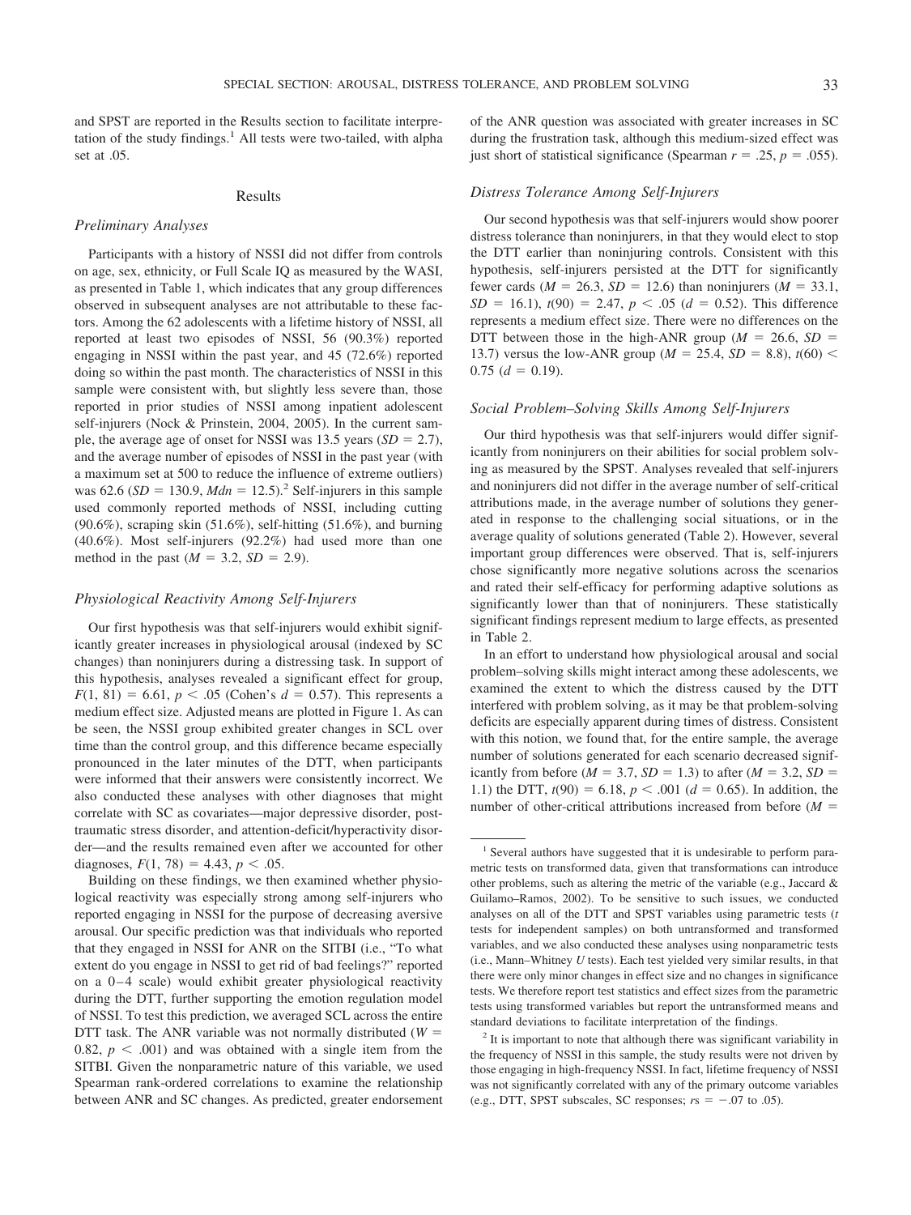and SPST are reported in the Results section to facilitate interpretation of the study findings.[1] All tests were two-tailed, with alpha set at .05.

## Results

### Preliminary Analyses

Participants with a history of NSSI did not differ from controls on age, sex, ethnicity, or Full Scale IQ as measured by the WASI, as presented in Table 1, which indicates that any group differences observed in subsequent analyses are not attributable to these factors. Among the 62 adolescents with a lifetime history of NSSI, all reported at least two episodes of NSSI, 56 (90.3%) reported engaging in NSSI within the past year, and 45 (72.6%) reported doing so within the past month. The characteristics of NSSI in this sample were consistent with, but slightly less severe than, those reported in prior studies of NSSI among inpatient adolescent self-injurers (Nock & Prinstein, 2004, 2005). In the current sample, the average age of onset for NSSI was 13.5 years ($SD = 2.7$), and the average number of episodes of NSSI in the past year (with a maximum set at 500 to reduce the influence of extreme outliers) was 62.6 ($SD = 130.9$, $Mdn = 12.5$).[2] Self-injurers in this sample used commonly reported methods of NSSI, including cutting (90.6%), scraping skin (51.6%), self-hitting (51.6%), and burning (40.6%). Most self-injurers (92.2%) had used more than one method in the past ($M = 3.2$, $SD = 2.9$).

### Physiological Reactivity Among Self-Injurers

Our first hypothesis was that self-injurers would exhibit significantly greater increases in physiological arousal (indexed by SC changes) than noninjurers during a distressing task. In support of this hypothesis, analyses revealed a significant effect for group, $F(1, 81) = 6.61$, $p < .05$ (Cohen's $d = 0.57$). This represents a medium effect size. Adjusted means are plotted in Figure 1. As can be seen, the NSSI group exhibited greater changes in SCL over time than the control group, and this difference became especially pronounced in the later minutes of the DTT, when participants were informed that their answers were consistently incorrect. We also conducted these analyses with other diagnoses that might correlate with SC as covariates—major depressive disorder, posttraumatic stress disorder, and attention-deficit/hyperactivity disorder—and the results remained even after we accounted for other diagnoses, $F(1, 78) = 4.43$, $p < .05$.

Building on these findings, we then examined whether physiological reactivity was especially strong among self-injurers who reported engaging in NSSI for the purpose of decreasing aversive arousal. Our specific prediction was that individuals who reported that they engaged in NSSI for ANR on the SITBI (i.e., "To what extent do you engage in NSSI to get rid of bad feelings?" reported on a 0–4 scale) would exhibit greater physiological reactivity during the DTT, further supporting the emotion regulation model of NSSI. To test this prediction, we averaged SCL across the entire DTT task. The ANR variable was not normally distributed ($W = 0.82$, $p < .001$) and was obtained with a single item from the SITBI. Given the nonparametric nature of this variable, we used Spearman rank-ordered correlations to examine the relationship between ANR and SC changes. As predicted, greater endorsement of the ANR question was associated with greater increases in SC during the frustration task, although this medium-sized effect was just short of statistical significance (Spearman $r = .25$, $p = .055$).

### Distress Tolerance Among Self-Injurers

Our second hypothesis was that self-injurers would show poorer distress tolerance than noninjurers, in that they would elect to stop the DTT earlier than noninjuring controls. Consistent with this hypothesis, self-injurers persisted at the DTT for significantly fewer cards ($M = 26.3$, $SD = 12.6$) than noninjurers ($M = 33.1$, $SD = 16.1$), $t(90) = 2.47$, $p < .05$ ($d = 0.52$). This difference represents a medium effect size. There were no differences on the DTT between those in the high-ANR group ($M = 26.6$, $SD = 13.7$) versus the low-ANR group ($M = 25.4$, $SD = 8.8$), $t(60) < 0.75$ ($d = 0.19$).

### Social Problem–Solving Skills Among Self-Injurers

Our third hypothesis was that self-injurers would differ significantly from noninjurers on their abilities for social problem solving as measured by the SPST. Analyses revealed that self-injurers and noninjurers did not differ in the average number of self-critical attributions made, in the average number of solutions they generated in response to the challenging social situations, or in the average quality of solutions generated (Table 2). However, several important group differences were observed. That is, self-injurers chose significantly more negative solutions across the scenarios and rated their self-efficacy for performing adaptive solutions as significantly lower than that of noninjurers. These statistically significant findings represent medium to large effects, as presented in Table 2.

In an effort to understand how physiological arousal and social problem–solving skills might interact among these adolescents, we examined the extent to which the distress caused by the DTT interfered with problem solving, as it may be that problem-solving deficits are especially apparent during times of distress. Consistent with this notion, we found that, for the entire sample, the average number of solutions generated for each scenario decreased significantly from before ($M = 3.7$, $SD = 1.3$) to after ($M = 3.2$, $SD = 1.1$) the DTT, $t(90) = 6.18$, $p < .001$ ($d = 0.65$). In addition, the number of other-critical attributions increased from before ($M =$

---

[1] Several authors have suggested that it is undesirable to perform parametric tests on transformed data, given that transformations can introduce other problems, such as altering the metric of the variable (e.g., Jaccard & Guilamo–Ramos, 2002). To be sensitive to such issues, we conducted analyses on all of the DTT and SPST variables using parametric tests (*t* tests for independent samples) on both untransformed and transformed variables, and we also conducted these analyses using nonparametric tests (i.e., Mann–Whitney *U* tests). Each test yielded very similar results, in that there were only minor changes in effect size and no changes in significance tests. We therefore report test statistics and effect sizes from the parametric tests using transformed variables but report the untransformed means and standard deviations to facilitate interpretation of the findings.

[2] It is important to note that although there was significant variability in the frequency of NSSI in this sample, the study results were not driven by those engaging in high-frequency NSSI. In fact, lifetime frequency of NSSI was not significantly correlated with any of the primary outcome variables (e.g., DTT, SPST subscales, SC responses; $rs = -.07$ to $.05$).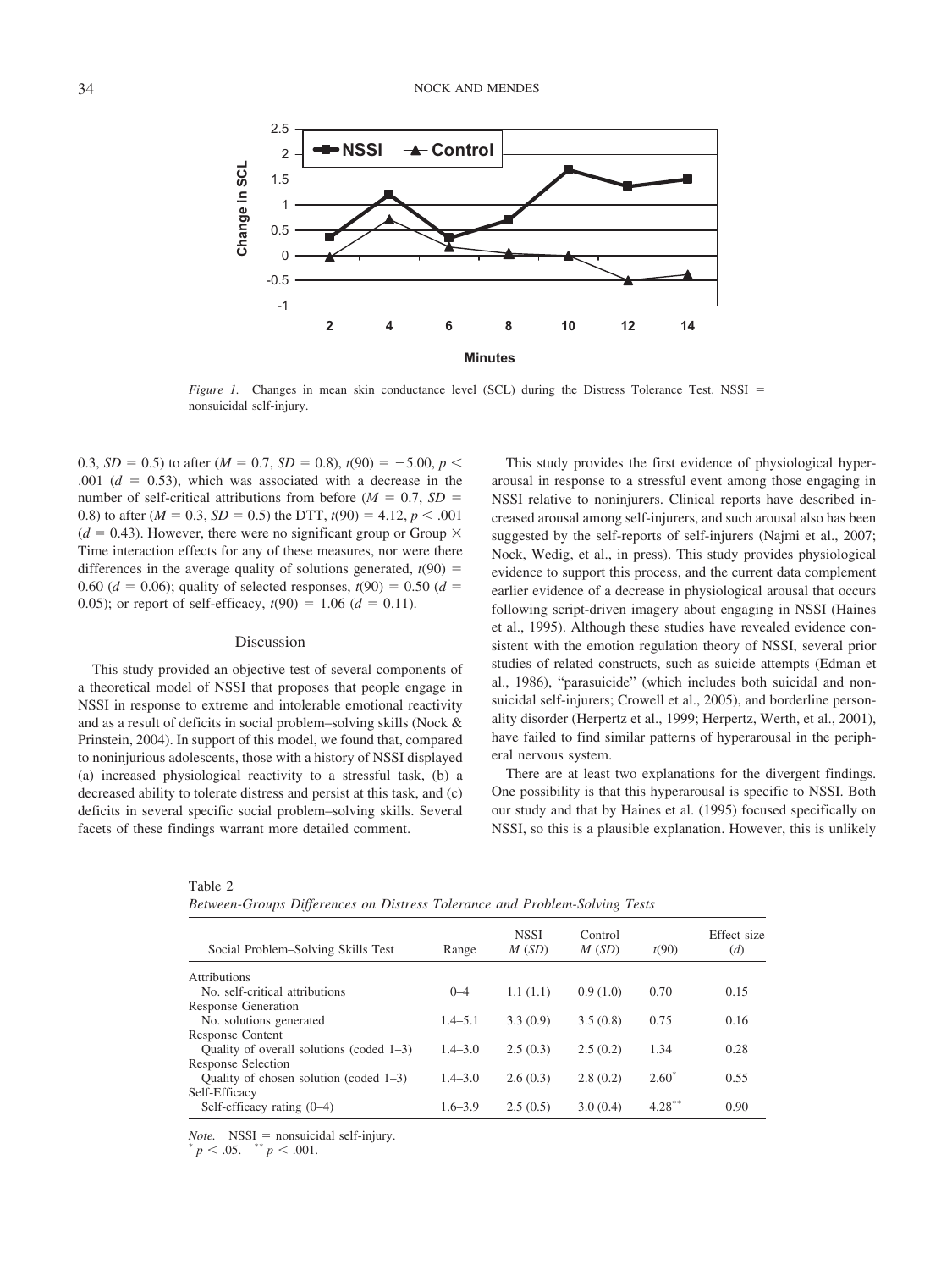*Figure 1.* Changes in mean skin conductance level (SCL) during the Distress Tolerance Test. NSSI = nonsuicidal self-injury.

0.3, $SD = 0.5$) to after ($M = 0.7$, $SD = 0.8$), $t(90) = -5.00$, $p < .001$ ($d = 0.53$), which was associated with a decrease in the number of self-critical attributions from before ($M = 0.7$, $SD = 0.8$) to after ($M = 0.3$, $SD = 0.5$) the DTT, $t(90) = 4.12$, $p < .001$ ($d = 0.43$). However, there were no significant group or Group × Time interaction effects for any of these measures, nor were there differences in the average quality of solutions generated, $t(90) = 0.60$ ($d = 0.06$); quality of selected responses, $t(90) = 0.50$ ($d = 0.05$); or report of self-efficacy, $t(90) = 1.06$ ($d = 0.11$).

## Discussion

This study provided an objective test of several components of a theoretical model of NSSI that proposes that people engage in NSSI in response to extreme and intolerable emotional reactivity and as a result of deficits in social problem–solving skills (Nock & Prinstein, 2004). In support of this model, we found that, compared to noninjurious adolescents, those with a history of NSSI displayed (a) increased physiological reactivity to a stressful task, (b) a decreased ability to tolerate distress and persist at this task, and (c) deficits in several specific social problem–solving skills. Several facets of these findings warrant more detailed comment.

This study provides the first evidence of physiological hyperarousal in response to a stressful event among those engaging in NSSI relative to noninjurers. Clinical reports have described increased arousal among self-injurers, and such arousal also has been suggested by the self-reports of self-injurers (Najmi et al., 2007; Nock, Wedig, et al., in press). This study provides physiological evidence to support this process, and the current data complement earlier evidence of a decrease in physiological arousal that occurs following script-driven imagery about engaging in NSSI (Haines et al., 1995). Although these studies have revealed evidence consistent with the emotion regulation theory of NSSI, several prior studies of related constructs, such as suicide attempts (Edman et al., 1986), "parasuicide" (which includes both suicidal and nonsuicidal self-injurers; Crowell et al., 2005), and borderline personality disorder (Herpertz et al., 1999; Herpertz, Werth, et al., 2001), have failed to find similar patterns of hyperarousal in the peripheral nervous system.

There are at least two explanations for the divergent findings. One possibility is that this hyperarousal is specific to NSSI. Both our study and that by Haines et al. (1995) focused specifically on NSSI, so this is a plausible explanation. However, this is unlikely

Table 2
*Between-Groups Differences on Distress Tolerance and Problem-Solving Tests*

| Social Problem–Solving Skills Test | Range | NSSI *M* (*SD*) | Control *M* (*SD*) | *t*(90) | Effect size (*d*) |
|---|---|---|---|---|---|
| Attributions | | | | | |
| No. self-critical attributions | 0–4 | 1.1 (1.1) | 0.9 (1.0) | 0.70 | 0.15 |
| Response Generation | | | | | |
| No. solutions generated | 1.4–5.1 | 3.3 (0.9) | 3.5 (0.8) | 0.75 | 0.16 |
| Response Content | | | | | |
| Quality of overall solutions (coded 1–3) | 1.4–3.0 | 2.5 (0.3) | 2.5 (0.2) | 1.34 | 0.28 |
| Response Selection | | | | | |
| Quality of chosen solution (coded 1–3) | 1.4–3.0 | 2.6 (0.3) | 2.8 (0.2) | 2.60* | 0.55 |
| Self-Efficacy | | | | | |
| Self-efficacy rating (0–4) | 1.6–3.9 | 2.5 (0.5) | 3.0 (0.4) | 4.28** | 0.90 |

*Note.* NSSI = nonsuicidal self-injury.
* $p < .05$. ** $p < .001$.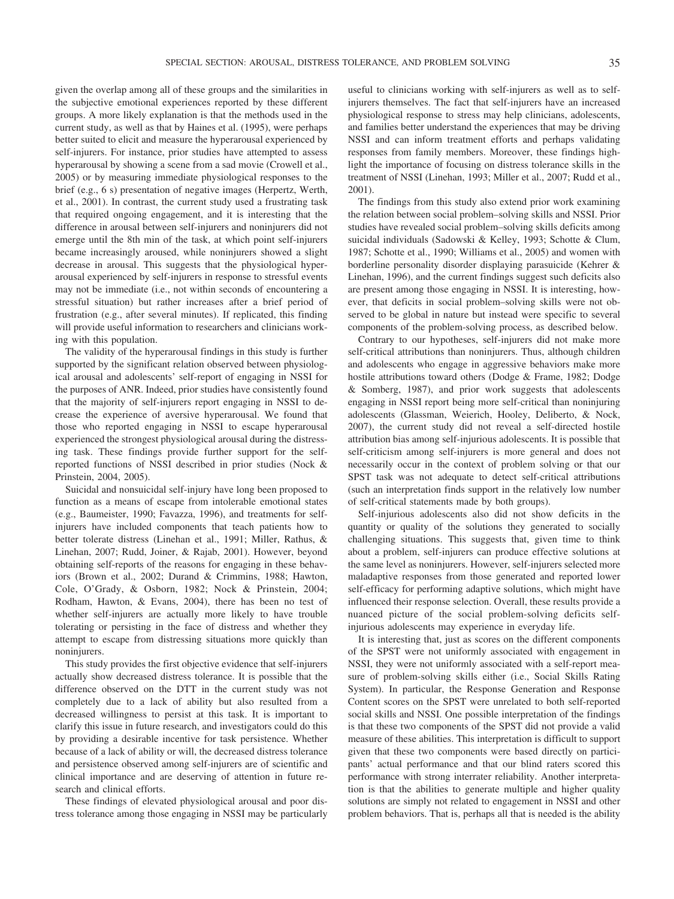given the overlap among all of these groups and the similarities in the subjective emotional experiences reported by these different groups. A more likely explanation is that the methods used in the current study, as well as that by Haines et al. (1995), were perhaps better suited to elicit and measure the hyperarousal experienced by self-injurers. For instance, prior studies have attempted to assess hyperarousal by showing a scene from a sad movie (Crowell et al., 2005) or by measuring immediate physiological responses to the brief (e.g., 6 s) presentation of negative images (Herpertz, Werth, et al., 2001). In contrast, the current study used a frustrating task that required ongoing engagement, and it is interesting that the difference in arousal between self-injurers and noninjurers did not emerge until the 8th min of the task, at which point self-injurers became increasingly aroused, while noninjurers showed a slight decrease in arousal. This suggests that the physiological hyperarousal experienced by self-injurers in response to stressful events may not be immediate (i.e., not within seconds of encountering a stressful situation) but rather increases after a brief period of frustration (e.g., after several minutes). If replicated, this finding will provide useful information to researchers and clinicians working with this population.

The validity of the hyperarousal findings in this study is further supported by the significant relation observed between physiological arousal and adolescents' self-report of engaging in NSSI for the purposes of ANR. Indeed, prior studies have consistently found that the majority of self-injurers report engaging in NSSI to decrease the experience of aversive hyperarousal. We found that those who reported engaging in NSSI to escape hyperarousal experienced the strongest physiological arousal during the distressing task. These findings provide further support for the self-reported functions of NSSI described in prior studies (Nock & Prinstein, 2004, 2005).

Suicidal and nonsuicidal self-injury have long been proposed to function as a means of escape from intolerable emotional states (e.g., Baumeister, 1990; Favazza, 1996), and treatments for self-injurers have included components that teach patients how to better tolerate distress (Linehan et al., 1991; Miller, Rathus, & Linehan, 2007; Rudd, Joiner, & Rajab, 2001). However, beyond obtaining self-reports of the reasons for engaging in these behaviors (Brown et al., 2002; Durand & Crimmins, 1988; Hawton, Cole, O'Grady, & Osborn, 1982; Nock & Prinstein, 2004; Rodham, Hawton, & Evans, 2004), there has been no test of whether self-injurers are actually more likely to have trouble tolerating or persisting in the face of distress and whether they attempt to escape from distressing situations more quickly than noninjurers.

This study provides the first objective evidence that self-injurers actually show decreased distress tolerance. It is possible that the difference observed on the DTT in the current study was not completely due to a lack of ability but also resulted from a decreased willingness to persist at this task. It is important to clarify this issue in future research, and investigators could do this by providing a desirable incentive for task persistence. Whether because of a lack of ability or will, the decreased distress tolerance and persistence observed among self-injurers are of scientific and clinical importance and are deserving of attention in future research and clinical efforts.

These findings of elevated physiological arousal and poor distress tolerance among those engaging in NSSI may be particularly useful to clinicians working with self-injurers as well as to self-injurers themselves. The fact that self-injurers have an increased physiological response to stress may help clinicians, adolescents, and families better understand the experiences that may be driving NSSI and can inform treatment efforts and perhaps validating responses from family members. Moreover, these findings highlight the importance of focusing on distress tolerance skills in the treatment of NSSI (Linehan, 1993; Miller et al., 2007; Rudd et al., 2001).

The findings from this study also extend prior work examining the relation between social problem–solving skills and NSSI. Prior studies have revealed social problem–solving skills deficits among suicidal individuals (Sadowski & Kelley, 1993; Schotte & Clum, 1987; Schotte et al., 1990; Williams et al., 2005) and women with borderline personality disorder displaying parasuicide (Kehrer & Linehan, 1996), and the current findings suggest such deficits also are present among those engaging in NSSI. It is interesting, however, that deficits in social problem–solving skills were not observed to be global in nature but instead were specific to several components of the problem-solving process, as described below.

Contrary to our hypotheses, self-injurers did not make more self-critical attributions than noninjurers. Thus, although children and adolescents who engage in aggressive behaviors make more hostile attributions toward others (Dodge & Frame, 1982; Dodge & Somberg, 1987), and prior work suggests that adolescents engaging in NSSI report being more self-critical than noninjuring adolescents (Glassman, Weierich, Hooley, Deliberto, & Nock, 2007), the current study did not reveal a self-directed hostile attribution bias among self-injurious adolescents. It is possible that self-criticism among self-injurers is more general and does not necessarily occur in the context of problem solving or that our SPST task was not adequate to detect self-critical attributions (such an interpretation finds support in the relatively low number of self-critical statements made by both groups).

Self-injurious adolescents also did not show deficits in the quantity or quality of the solutions they generated to socially challenging situations. This suggests that, given time to think about a problem, self-injurers can produce effective solutions at the same level as noninjurers. However, self-injurers selected more maladaptive responses from those generated and reported lower self-efficacy for performing adaptive solutions, which might have influenced their response selection. Overall, these results provide a nuanced picture of the social problem-solving deficits self-injurious adolescents may experience in everyday life.

It is interesting that, just as scores on the different components of the SPST were not uniformly associated with engagement in NSSI, they were not uniformly associated with a self-report measure of problem-solving skills either (i.e., Social Skills Rating System). In particular, the Response Generation and Response Content scores on the SPST were unrelated to both self-reported social skills and NSSI. One possible interpretation of the findings is that these two components of the SPST did not provide a valid measure of these abilities. This interpretation is difficult to support given that these two components were based directly on participants' actual performance and that our blind raters scored this performance with strong interrater reliability. Another interpretation is that the abilities to generate multiple and higher quality solutions are simply not related to engagement in NSSI and other problem behaviors. That is, perhaps all that is needed is the ability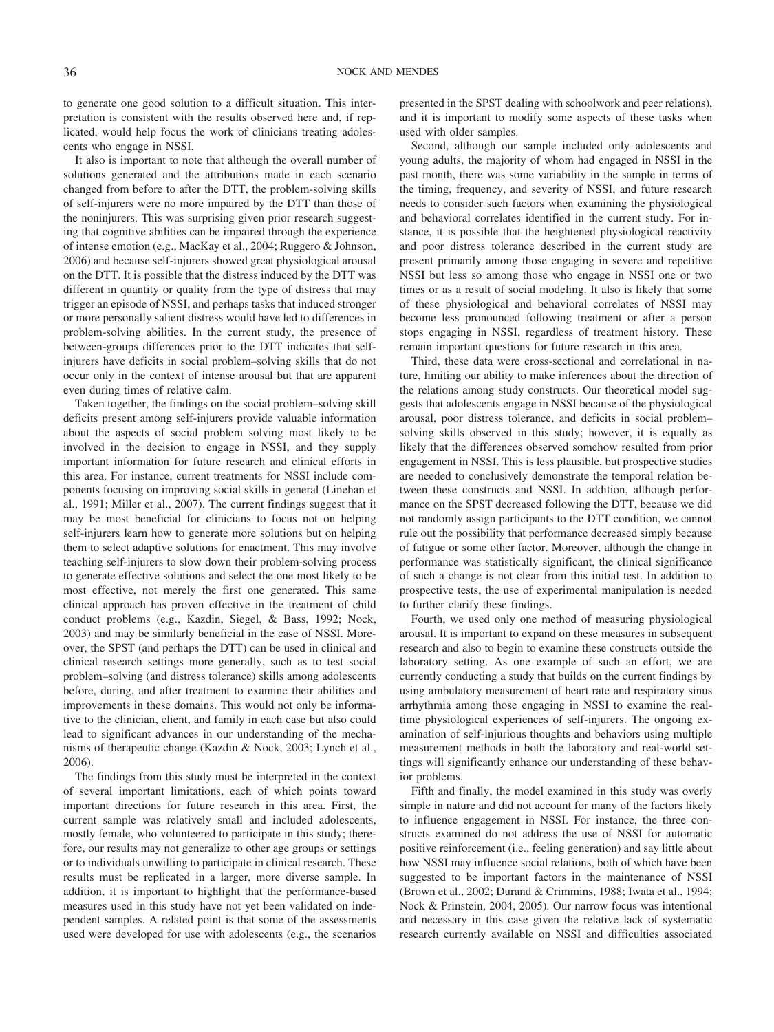to generate one good solution to a difficult situation. This interpretation is consistent with the results observed here and, if replicated, would help focus the work of clinicians treating adolescents who engage in NSSI.

It also is important to note that although the overall number of solutions generated and the attributions made in each scenario changed from before to after the DTT, the problem-solving skills of self-injurers were no more impaired by the DTT than those of the noninjurers. This was surprising given prior research suggesting that cognitive abilities can be impaired through the experience of intense emotion (e.g., MacKay et al., 2004; Ruggero & Johnson, 2006) and because self-injurers showed great physiological arousal on the DTT. It is possible that the distress induced by the DTT was different in quantity or quality from the type of distress that may trigger an episode of NSSI, and perhaps tasks that induced stronger or more personally salient distress would have led to differences in problem-solving abilities. In the current study, the presence of between-groups differences prior to the DTT indicates that self-injurers have deficits in social problem–solving skills that do not occur only in the context of intense arousal but that are apparent even during times of relative calm.

Taken together, the findings on the social problem–solving skill deficits present among self-injurers provide valuable information about the aspects of social problem solving most likely to be involved in the decision to engage in NSSI, and they supply important information for future research and clinical efforts in this area. For instance, current treatments for NSSI include components focusing on improving social skills in general (Linehan et al., 1991; Miller et al., 2007). The current findings suggest that it may be most beneficial for clinicians to focus not on helping self-injurers learn how to generate more solutions but on helping them to select adaptive solutions for enactment. This may involve teaching self-injurers to slow down their problem-solving process to generate effective solutions and select the one most likely to be most effective, not merely the first one generated. This same clinical approach has proven effective in the treatment of child conduct problems (e.g., Kazdin, Siegel, & Bass, 1992; Nock, 2003) and may be similarly beneficial in the case of NSSI. Moreover, the SPST (and perhaps the DTT) can be used in clinical and clinical research settings more generally, such as to test social problem–solving (and distress tolerance) skills among adolescents before, during, and after treatment to examine their abilities and improvements in these domains. This would not only be informative to the clinician, client, and family in each case but also could lead to significant advances in our understanding of the mechanisms of therapeutic change (Kazdin & Nock, 2003; Lynch et al., 2006).

The findings from this study must be interpreted in the context of several important limitations, each of which points toward important directions for future research in this area. First, the current sample was relatively small and included adolescents, mostly female, who volunteered to participate in this study; therefore, our results may not generalize to other age groups or settings or to individuals unwilling to participate in clinical research. These results must be replicated in a larger, more diverse sample. In addition, it is important to highlight that the performance-based measures used in this study have not yet been validated on independent samples. A related point is that some of the assessments used were developed for use with adolescents (e.g., the scenarios presented in the SPST dealing with schoolwork and peer relations), and it is important to modify some aspects of these tasks when used with older samples.

Second, although our sample included only adolescents and young adults, the majority of whom had engaged in NSSI in the past month, there was some variability in the sample in terms of the timing, frequency, and severity of NSSI, and future research needs to consider such factors when examining the physiological and behavioral correlates identified in the current study. For instance, it is possible that the heightened physiological reactivity and poor distress tolerance described in the current study are present primarily among those engaging in severe and repetitive NSSI but less so among those who engage in NSSI one or two times or as a result of social modeling. It also is likely that some of these physiological and behavioral correlates of NSSI may become less pronounced following treatment or after a person stops engaging in NSSI, regardless of treatment history. These remain important questions for future research in this area.

Third, these data were cross-sectional and correlational in nature, limiting our ability to make inferences about the direction of the relations among study constructs. Our theoretical model suggests that adolescents engage in NSSI because of the physiological arousal, poor distress tolerance, and deficits in social problem–solving skills observed in this study; however, it is equally as likely that the differences observed somehow resulted from prior engagement in NSSI. This is less plausible, but prospective studies are needed to conclusively demonstrate the temporal relation between these constructs and NSSI. In addition, although performance on the SPST decreased following the DTT, because we did not randomly assign participants to the DTT condition, we cannot rule out the possibility that performance decreased simply because of fatigue or some other factor. Moreover, although the change in performance was statistically significant, the clinical significance of such a change is not clear from this initial test. In addition to prospective tests, the use of experimental manipulation is needed to further clarify these findings.

Fourth, we used only one method of measuring physiological arousal. It is important to expand on these measures in subsequent research and also to begin to examine these constructs outside the laboratory setting. As one example of such an effort, we are currently conducting a study that builds on the current findings by using ambulatory measurement of heart rate and respiratory sinus arrhythmia among those engaging in NSSI to examine the real-time physiological experiences of self-injurers. The ongoing examination of self-injurious thoughts and behaviors using multiple measurement methods in both the laboratory and real-world settings will significantly enhance our understanding of these behavior problems.

Fifth and finally, the model examined in this study was overly simple in nature and did not account for many of the factors likely to influence engagement in NSSI. For instance, the three constructs examined do not address the use of NSSI for automatic positive reinforcement (i.e., feeling generation) and say little about how NSSI may influence social relations, both of which have been suggested to be important factors in the maintenance of NSSI (Brown et al., 2002; Durand & Crimmins, 1988; Iwata et al., 1994; Nock & Prinstein, 2004, 2005). Our narrow focus was intentional and necessary in this case given the relative lack of systematic research currently available on NSSI and difficulties associated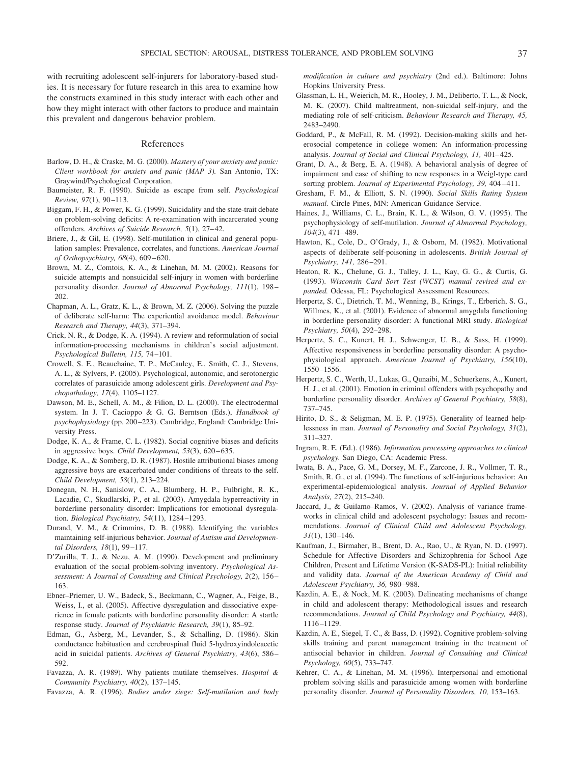with recruiting adolescent self-injurers for laboratory-based studies. It is necessary for future research in this area to examine how the constructs examined in this study interact with each other and how they might interact with other factors to produce and maintain this prevalent and dangerous behavior problem.

## References

Barlow, D. H., & Craske, M. G. (2000). *Mastery of your anxiety and panic: Client workbook for anxiety and panic (MAP 3).* San Antonio, TX: Graywind/Psychological Corporation.

Baumeister, R. F. (1990). Suicide as escape from self. *Psychological Review, 97*(1), 90–113.

Biggam, F. H., & Power, K. G. (1999). Suicidality and the state-trait debate on problem-solving deficits: A re-examination with incarcerated young offenders. *Archives of Suicide Research, 5*(1), 27–42.

Briere, J., & Gil, E. (1998). Self-mutilation in clinical and general population samples: Prevalence, correlates, and functions. *American Journal of Orthopsychiatry, 68*(4), 609–620.

Brown, M. Z., Comtois, K. A., & Linehan, M. M. (2002). Reasons for suicide attempts and nonsuicidal self-injury in women with borderline personality disorder. *Journal of Abnormal Psychology, 111*(1), 198–202.

Chapman, A. L., Gratz, K. L., & Brown, M. Z. (2006). Solving the puzzle of deliberate self-harm: The experiential avoidance model. *Behaviour Research and Therapy, 44*(3), 371–394.

Crick, N. R., & Dodge, K. A. (1994). A review and reformulation of social information-processing mechanisms in children's social adjustment. *Psychological Bulletin, 115,* 74–101.

Crowell, S. E., Beauchaine, T. P., McCauley, E., Smith, C. J., Stevens, A. L., & Sylvers, P. (2005). Psychological, autonomic, and serotonergic correlates of parasuicide among adolescent girls. *Development and Psychopathology, 17*(4), 1105–1127.

Dawson, M. E., Schell, A. M., & Filion, D. L. (2000). The electrodermal system. In J. T. Cacioppo & G. G. Berntson (Eds.), *Handbook of psychophysiology* (pp. 200–223). Cambridge, England: Cambridge University Press.

Dodge, K. A., & Frame, C. L. (1982). Social cognitive biases and deficits in aggressive boys. *Child Development, 53*(3), 620–635.

Dodge, K. A., & Somberg, D. R. (1987). Hostile attributional biases among aggressive boys are exacerbated under conditions of threats to the self. *Child Development, 58*(1), 213–224.

Donegan, N. H., Sanislow, C. A., Blumberg, H. P., Fulbright, R. K., Lacadie, C., Skudlarski, P., et al. (2003). Amygdala hyperreactivity in borderline personality disorder: Implications for emotional dysregulation. *Biological Psychiatry, 54*(11), 1284–1293.

Durand, V. M., & Crimmins, D. B. (1988). Identifying the variables maintaining self-injurious behavior. *Journal of Autism and Developmental Disorders, 18*(1), 99–117.

D'Zurilla, T. J., & Nezu, A. M. (1990). Development and preliminary evaluation of the social problem-solving inventory. *Psychological Assessment: A Journal of Consulting and Clinical Psychology, 2*(2), 156–163.

Ebner–Priemer, U. W., Badeck, S., Beckmann, C., Wagner, A., Feige, B., Weiss, I., et al. (2005). Affective dysregulation and dissociative experience in female patients with borderline personality disorder: A startle response study. *Journal of Psychiatric Research, 39*(1), 85–92.

Edman, G., Asberg, M., Levander, S., & Schalling, D. (1986). Skin conductance habituation and cerebrospinal fluid 5-hydroxyindoleacetic acid in suicidal patients. *Archives of General Psychiatry, 43*(6), 586–592.

Favazza, A. R. (1989). Why patients mutilate themselves. *Hospital & Community Psychiatry, 40*(2), 137–145.

Favazza, A. R. (1996). *Bodies under siege: Self-mutilation and body modification in culture and psychiatry* (2nd ed.). Baltimore: Johns Hopkins University Press.

Glassman, L. H., Weierich, M. R., Hooley, J. M., Deliberto, T. L., & Nock, M. K. (2007). Child maltreatment, non-suicidal self-injury, and the mediating role of self-criticism. *Behaviour Research and Therapy, 45,* 2483–2490.

Goddard, P., & McFall, R. M. (1992). Decision-making skills and heterosocial competence in college women: An information-processing analysis. *Journal of Social and Clinical Psychology, 11,* 401–425.

Grant, D. A., & Berg, E. A. (1948). A behavioral analysis of degree of impairment and ease of shifting to new responses in a Weigl-type card sorting problem. *Journal of Experimental Psychology, 39,* 404–411.

Gresham, F. M., & Elliott, S. N. (1990). *Social Skills Rating System manual.* Circle Pines, MN: American Guidance Service.

Haines, J., Williams, C. L., Brain, K. L., & Wilson, G. V. (1995). The psychophysiology of self-mutilation. *Journal of Abnormal Psychology, 104*(3), 471–489.

Hawton, K., Cole, D., O'Grady, J., & Osborn, M. (1982). Motivational aspects of deliberate self-poisoning in adolescents. *British Journal of Psychiatry, 141,* 286–291.

Heaton, R. K., Chelune, G. J., Talley, J. L., Kay, G. G., & Curtis, G. (1993). *Wisconsin Card Sort Test (WCST) manual revised and expanded.* Odessa, FL: Psychological Assessment Resources.

Herpertz, S. C., Dietrich, T. M., Wenning, B., Krings, T., Erberich, S. G., Willmes, K., et al. (2001). Evidence of abnormal amygdala functioning in borderline personality disorder: A functional MRI study. *Biological Psychiatry, 50*(4), 292–298.

Herpertz, S. C., Kunert, H. J., Schwenger, U. B., & Sass, H. (1999). Affective responsiveness in borderline personality disorder: A psychophysiological approach. *American Journal of Psychiatry, 156*(10), 1550–1556.

Herpertz, S. C., Werth, U., Lukas, G., Qunaibi, M., Schuerkens, A., Kunert, H. J., et al. (2001). Emotion in criminal offenders with psychopathy and borderline personality disorder. *Archives of General Psychiatry, 58*(8), 737–745.

Hirito, D. S., & Seligman, M. E. P. (1975). Generality of learned helplessness in man. *Journal of Personality and Social Psychology, 31*(2), 311–327.

Ingram, R. E. (Ed.). (1986). *Information processing approaches to clinical psychology.* San Diego, CA: Academic Press.

Iwata, B. A., Pace, G. M., Dorsey, M. F., Zarcone, J. R., Vollmer, T. R., Smith, R. G., et al. (1994). The functions of self-injurious behavior: An experimental-epidemiological analysis. *Journal of Applied Behavior Analysis, 27*(2), 215–240.

Jaccard, J., & Guilamo–Ramos, V. (2002). Analysis of variance frameworks in clinical child and adolescent psychology: Issues and recommendations. *Journal of Clinical Child and Adolescent Psychology, 31*(1), 130–146.

Kaufman, J., Birmaher, B., Brent, D. A., Rao, U., & Ryan, N. D. (1997). Schedule for Affective Disorders and Schizophrenia for School Age Children, Present and Lifetime Version (K-SADS-PL): Initial reliability and validity data. *Journal of the American Academy of Child and Adolescent Psychiatry, 36,* 980–988.

Kazdin, A. E., & Nock, M. K. (2003). Delineating mechanisms of change in child and adolescent therapy: Methodological issues and research recommendations. *Journal of Child Psychology and Psychiatry, 44*(8), 1116–1129.

Kazdin, A. E., Siegel, T. C., & Bass, D. (1992). Cognitive problem-solving skills training and parent management training in the treatment of antisocial behavior in children. *Journal of Consulting and Clinical Psychology, 60*(5), 733–747.

Kehrer, C. A., & Linehan, M. M. (1996). Interpersonal and emotional problem solving skills and parasuicide among women with borderline personality disorder. *Journal of Personality Disorders, 10,* 153–163.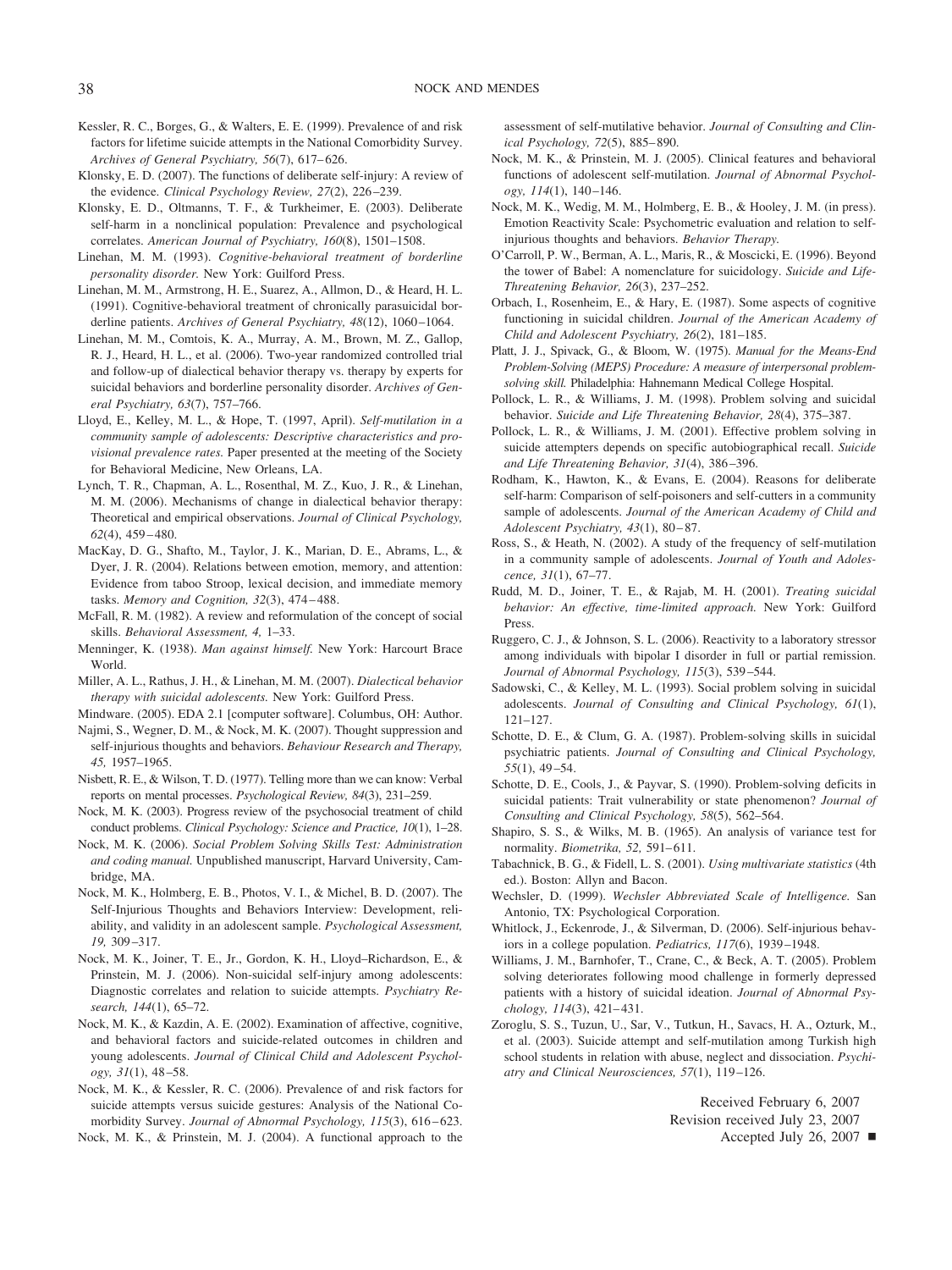Kessler, R. C., Borges, G., & Walters, E. E. (1999). Prevalence of and risk factors for lifetime suicide attempts in the National Comorbidity Survey. *Archives of General Psychiatry, 56*(7), 617–626.

Klonsky, E. D. (2007). The functions of deliberate self-injury: A review of the evidence. *Clinical Psychology Review, 27*(2), 226–239.

Klonsky, E. D., Oltmanns, T. F., & Turkheimer, E. (2003). Deliberate self-harm in a nonclinical population: Prevalence and psychological correlates. *American Journal of Psychiatry, 160*(8), 1501–1508.

Linehan, M. M. (1993). *Cognitive-behavioral treatment of borderline personality disorder.* New York: Guilford Press.

Linehan, M. M., Armstrong, H. E., Suarez, A., Allmon, D., & Heard, H. L. (1991). Cognitive-behavioral treatment of chronically parasuicidal borderline patients. *Archives of General Psychiatry, 48*(12), 1060–1064.

Linehan, M. M., Comtois, K. A., Murray, A. M., Brown, M. Z., Gallop, R. J., Heard, H. L., et al. (2006). Two-year randomized controlled trial and follow-up of dialectical behavior therapy vs. therapy by experts for suicidal behaviors and borderline personality disorder. *Archives of General Psychiatry, 63*(7), 757–766.

Lloyd, E., Kelley, M. L., & Hope, T. (1997, April). *Self-mutilation in a community sample of adolescents: Descriptive characteristics and provisional prevalence rates.* Paper presented at the meeting of the Society for Behavioral Medicine, New Orleans, LA.

Lynch, T. R., Chapman, A. L., Rosenthal, M. Z., Kuo, J. R., & Linehan, M. M. (2006). Mechanisms of change in dialectical behavior therapy: Theoretical and empirical observations. *Journal of Clinical Psychology, 62*(4), 459–480.

MacKay, D. G., Shafto, M., Taylor, J. K., Marian, D. E., Abrams, L., & Dyer, J. R. (2004). Relations between emotion, memory, and attention: Evidence from taboo Stroop, lexical decision, and immediate memory tasks. *Memory and Cognition, 32*(3), 474–488.

McFall, R. M. (1982). A review and reformulation of the concept of social skills. *Behavioral Assessment, 4,* 1–33.

Menninger, K. (1938). *Man against himself.* New York: Harcourt Brace World.

Miller, A. L., Rathus, J. H., & Linehan, M. M. (2007). *Dialectical behavior therapy with suicidal adolescents.* New York: Guilford Press.

Mindware. (2005). EDA 2.1 [computer software]. Columbus, OH: Author.

Najmi, S., Wegner, D. M., & Nock, M. K. (2007). Thought suppression and self-injurious thoughts and behaviors. *Behaviour Research and Therapy, 45,* 1957–1965.

Nisbett, R. E., & Wilson, T. D. (1977). Telling more than we can know: Verbal reports on mental processes. *Psychological Review, 84*(3), 231–259.

Nock, M. K. (2003). Progress review of the psychosocial treatment of child conduct problems. *Clinical Psychology: Science and Practice, 10*(1), 1–28.

Nock, M. K. (2006). *Social Problem Solving Skills Test: Administration and coding manual.* Unpublished manuscript, Harvard University, Cambridge, MA.

Nock, M. K., Holmberg, E. B., Photos, V. I., & Michel, B. D. (2007). The Self-Injurious Thoughts and Behaviors Interview: Development, reliability, and validity in an adolescent sample. *Psychological Assessment, 19,* 309–317.

Nock, M. K., Joiner, T. E., Jr., Gordon, K. H., Lloyd–Richardson, E., & Prinstein, M. J. (2006). Non-suicidal self-injury among adolescents: Diagnostic correlates and relation to suicide attempts. *Psychiatry Research, 144*(1), 65–72.

Nock, M. K., & Kazdin, A. E. (2002). Examination of affective, cognitive, and behavioral factors and suicide-related outcomes in children and young adolescents. *Journal of Clinical Child and Adolescent Psychology, 31*(1), 48–58.

Nock, M. K., & Kessler, R. C. (2006). Prevalence of and risk factors for suicide attempts versus suicide gestures: Analysis of the National Comorbidity Survey. *Journal of Abnormal Psychology, 115*(3), 616–623.

Nock, M. K., & Prinstein, M. J. (2004). A functional approach to the assessment of self-mutilative behavior. *Journal of Consulting and Clinical Psychology, 72*(5), 885–890.

Nock, M. K., & Prinstein, M. J. (2005). Clinical features and behavioral functions of adolescent self-mutilation. *Journal of Abnormal Psychology, 114*(1), 140–146.

Nock, M. K., Wedig, M. M., Holmberg, E. B., & Hooley, J. M. (in press). Emotion Reactivity Scale: Psychometric evaluation and relation to self-injurious thoughts and behaviors. *Behavior Therapy.*

O'Carroll, P. W., Berman, A. L., Maris, R., & Moscicki, E. (1996). Beyond the tower of Babel: A nomenclature for suicidology. *Suicide and Life-Threatening Behavior, 26*(3), 237–252.

Orbach, I., Rosenheim, E., & Hary, E. (1987). Some aspects of cognitive functioning in suicidal children. *Journal of the American Academy of Child and Adolescent Psychiatry, 26*(2), 181–185.

Platt, J. J., Spivack, G., & Bloom, W. (1975). *Manual for the Means-End Problem-Solving (MEPS) Procedure: A measure of interpersonal problem-solving skill.* Philadelphia: Hahnemann Medical College Hospital.

Pollock, L. R., & Williams, J. M. (1998). Problem solving and suicidal behavior. *Suicide and Life Threatening Behavior, 28*(4), 375–387.

Pollock, L. R., & Williams, J. M. (2001). Effective problem solving in suicide attempters depends on specific autobiographical recall. *Suicide and Life Threatening Behavior, 31*(4), 386–396.

Rodham, K., Hawton, K., & Evans, E. (2004). Reasons for deliberate self-harm: Comparison of self-poisoners and self-cutters in a community sample of adolescents. *Journal of the American Academy of Child and Adolescent Psychiatry, 43*(1), 80–87.

Ross, S., & Heath, N. (2002). A study of the frequency of self-mutilation in a community sample of adolescents. *Journal of Youth and Adolescence, 31*(1), 67–77.

Rudd, M. D., Joiner, T. E., & Rajab, M. H. (2001). *Treating suicidal behavior: An effective, time-limited approach.* New York: Guilford Press.

Ruggero, C. J., & Johnson, S. L. (2006). Reactivity to a laboratory stressor among individuals with bipolar I disorder in full or partial remission. *Journal of Abnormal Psychology, 115*(3), 539–544.

Sadowski, C., & Kelley, M. L. (1993). Social problem solving in suicidal adolescents. *Journal of Consulting and Clinical Psychology, 61*(1), 121–127.

Schotte, D. E., & Clum, G. A. (1987). Problem-solving skills in suicidal psychiatric patients. *Journal of Consulting and Clinical Psychology, 55*(1), 49–54.

Schotte, D. E., Cools, J., & Payvar, S. (1990). Problem-solving deficits in suicidal patients: Trait vulnerability or state phenomenon? *Journal of Consulting and Clinical Psychology, 58*(5), 562–564.

Shapiro, S. S., & Wilks, M. B. (1965). An analysis of variance test for normality. *Biometrika, 52,* 591–611.

Tabachnick, B. G., & Fidell, L. S. (2001). *Using multivariate statistics* (4th ed.). Boston: Allyn and Bacon.

Wechsler, D. (1999). *Wechsler Abbreviated Scale of Intelligence.* San Antonio, TX: Psychological Corporation.

Whitlock, J., Eckenrode, J., & Silverman, D. (2006). Self-injurious behaviors in a college population. *Pediatrics, 117*(6), 1939–1948.

Williams, J. M., Barnhofer, T., Crane, C., & Beck, A. T. (2005). Problem solving deteriorates following mood challenge in formerly depressed patients with a history of suicidal ideation. *Journal of Abnormal Psychology, 114*(3), 421–431.

Zoroglu, S. S., Tuzun, U., Sar, V., Tutkun, H., Savacs, H. A., Ozturk, M., et al. (2003). Suicide attempt and self-mutilation among Turkish high school students in relation with abuse, neglect and dissociation. *Psychiatry and Clinical Neurosciences, 57*(1), 119–126.

Received February 6, 2007
Revision received July 23, 2007
Accepted July 26, 2007 ■